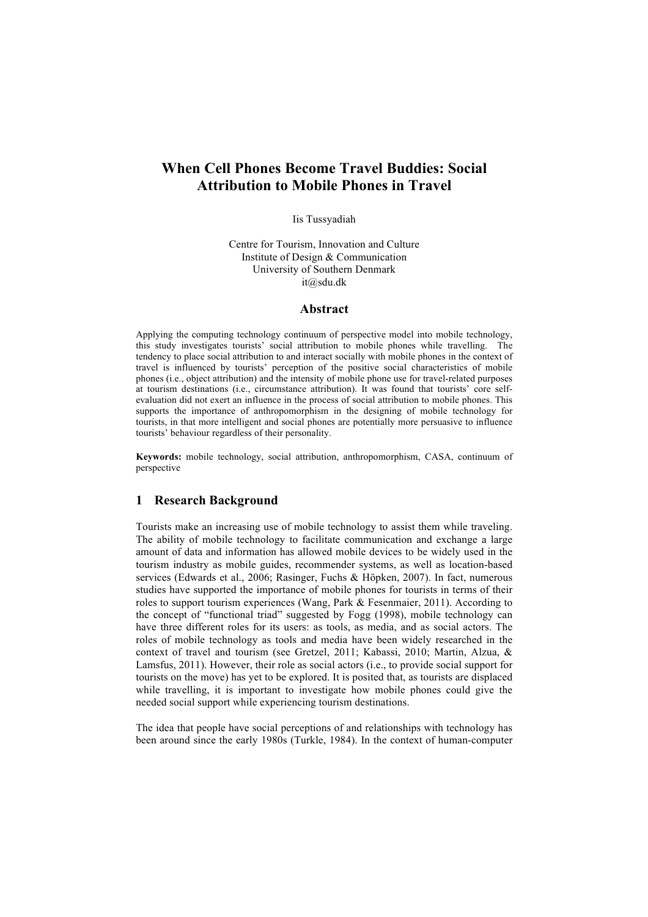# When Cell Phones Become Travel Buddies: Social Attribution to Mobile Phones in Travel

Iis Tussyadiah

Centre for Tourism, Innovation and Culture
Institute of Design & Communication
University of Southern Denmark
it@sdu.dk

## Abstract

Applying the computing technology continuum of perspective model into mobile technology, this study investigates tourists' social attribution to mobile phones while travelling. The tendency to place social attribution to and interact socially with mobile phones in the context of travel is influenced by tourists' perception of the positive social characteristics of mobile phones (i.e., object attribution) and the intensity of mobile phone use for travel-related purposes at tourism destinations (i.e., circumstance attribution). It was found that tourists' core self-evaluation did not exert an influence in the process of social attribution to mobile phones. This supports the importance of anthropomorphism in the designing of mobile technology for tourists, in that more intelligent and social phones are potentially more persuasive to influence tourists' behaviour regardless of their personality.

**Keywords:** mobile technology, social attribution, anthropomorphism, CASA, continuum of perspective

## 1 Research Background

Tourists make an increasing use of mobile technology to assist them while traveling. The ability of mobile technology to facilitate communication and exchange a large amount of data and information has allowed mobile devices to be widely used in the tourism industry as mobile guides, recommender systems, as well as location-based services (Edwards et al., 2006; Rasinger, Fuchs & Höpken, 2007). In fact, numerous studies have supported the importance of mobile phones for tourists in terms of their roles to support tourism experiences (Wang, Park & Fesenmaier, 2011). According to the concept of "functional triad" suggested by Fogg (1998), mobile technology can have three different roles for its users: as tools, as media, and as social actors. The roles of mobile technology as tools and media have been widely researched in the context of travel and tourism (see Gretzel, 2011; Kabassi, 2010; Martin, Alzua, & Lamsfus, 2011). However, their role as social actors (i.e., to provide social support for tourists on the move) has yet to be explored. It is posited that, as tourists are displaced while travelling, it is important to investigate how mobile phones could give the needed social support while experiencing tourism destinations.

The idea that people have social perceptions of and relationships with technology has been around since the early 1980s (Turkle, 1984). In the context of human-computer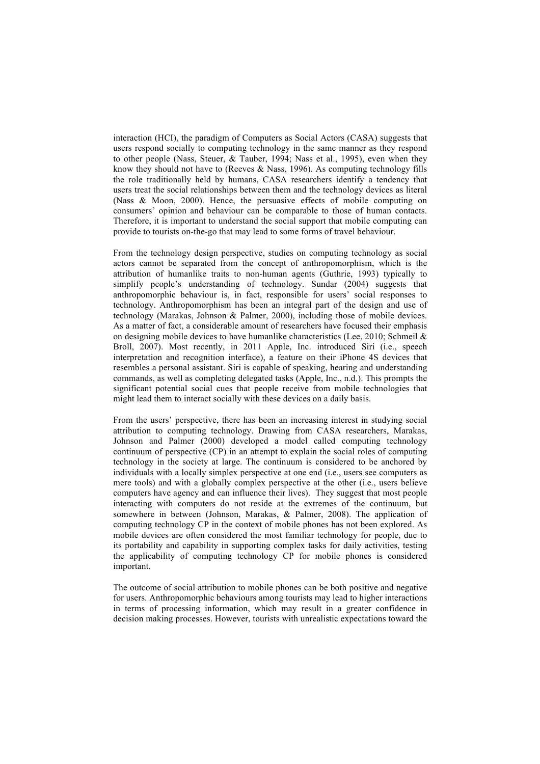interaction (HCI), the paradigm of Computers as Social Actors (CASA) suggests that users respond socially to computing technology in the same manner as they respond to other people (Nass, Steuer, & Tauber, 1994; Nass et al., 1995), even when they know they should not have to (Reeves & Nass, 1996). As computing technology fills the role traditionally held by humans, CASA researchers identify a tendency that users treat the social relationships between them and the technology devices as literal (Nass & Moon, 2000). Hence, the persuasive effects of mobile computing on consumers' opinion and behaviour can be comparable to those of human contacts. Therefore, it is important to understand the social support that mobile computing can provide to tourists on-the-go that may lead to some forms of travel behaviour.

From the technology design perspective, studies on computing technology as social actors cannot be separated from the concept of anthropomorphism, which is the attribution of humanlike traits to non-human agents (Guthrie, 1993) typically to simplify people's understanding of technology. Sundar (2004) suggests that anthropomorphic behaviour is, in fact, responsible for users' social responses to technology. Anthropomorphism has been an integral part of the design and use of technology (Marakas, Johnson & Palmer, 2000), including those of mobile devices. As a matter of fact, a considerable amount of researchers have focused their emphasis on designing mobile devices to have humanlike characteristics (Lee, 2010; Schmeil & Broll, 2007). Most recently, in 2011 Apple, Inc. introduced Siri (i.e., speech interpretation and recognition interface), a feature on their iPhone 4S devices that resembles a personal assistant. Siri is capable of speaking, hearing and understanding commands, as well as completing delegated tasks (Apple, Inc., n.d.). This prompts the significant potential social cues that people receive from mobile technologies that might lead them to interact socially with these devices on a daily basis.

From the users' perspective, there has been an increasing interest in studying social attribution to computing technology. Drawing from CASA researchers, Marakas, Johnson and Palmer (2000) developed a model called computing technology continuum of perspective (CP) in an attempt to explain the social roles of computing technology in the society at large. The continuum is considered to be anchored by individuals with a locally simplex perspective at one end (i.e., users see computers as mere tools) and with a globally complex perspective at the other (i.e., users believe computers have agency and can influence their lives). They suggest that most people interacting with computers do not reside at the extremes of the continuum, but somewhere in between (Johnson, Marakas, & Palmer, 2008). The application of computing technology CP in the context of mobile phones has not been explored. As mobile devices are often considered the most familiar technology for people, due to its portability and capability in supporting complex tasks for daily activities, testing the applicability of computing technology CP for mobile phones is considered important.

The outcome of social attribution to mobile phones can be both positive and negative for users. Anthropomorphic behaviours among tourists may lead to higher interactions in terms of processing information, which may result in a greater confidence in decision making processes. However, tourists with unrealistic expectations toward the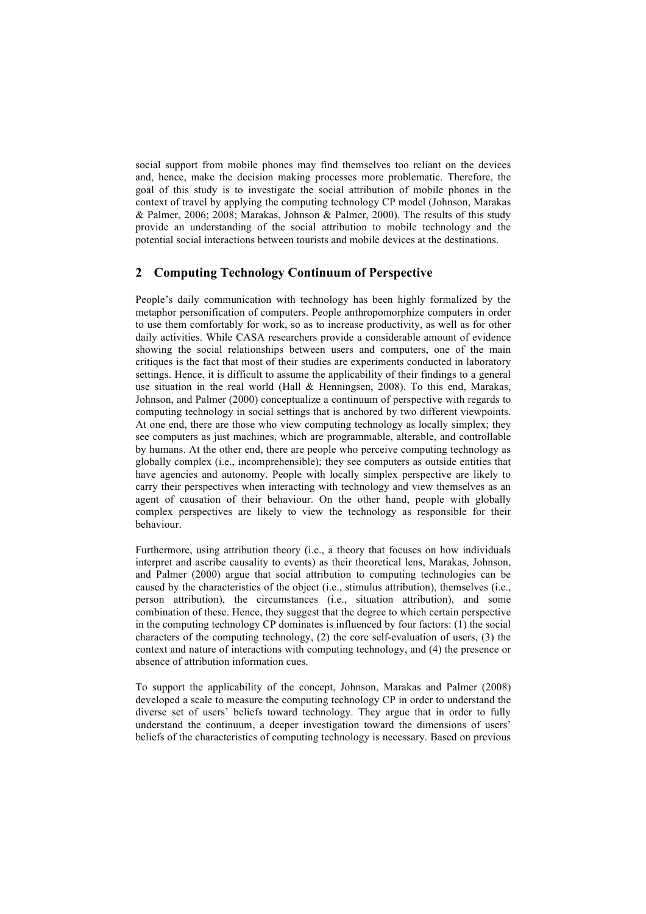social support from mobile phones may find themselves too reliant on the devices and, hence, make the decision making processes more problematic. Therefore, the goal of this study is to investigate the social attribution of mobile phones in the context of travel by applying the computing technology CP model (Johnson, Marakas & Palmer, 2006; 2008; Marakas, Johnson & Palmer, 2000). The results of this study provide an understanding of the social attribution to mobile technology and the potential social interactions between tourists and mobile devices at the destinations.

## 2 Computing Technology Continuum of Perspective

People's daily communication with technology has been highly formalized by the metaphor personification of computers. People anthropomorphize computers in order to use them comfortably for work, so as to increase productivity, as well as for other daily activities. While CASA researchers provide a considerable amount of evidence showing the social relationships between users and computers, one of the main critiques is the fact that most of their studies are experiments conducted in laboratory settings. Hence, it is difficult to assume the applicability of their findings to a general use situation in the real world (Hall & Henningsen, 2008). To this end, Marakas, Johnson, and Palmer (2000) conceptualize a continuum of perspective with regards to computing technology in social settings that is anchored by two different viewpoints. At one end, there are those who view computing technology as locally simplex; they see computers as just machines, which are programmable, alterable, and controllable by humans. At the other end, there are people who perceive computing technology as globally complex (i.e., incomprehensible); they see computers as outside entities that have agencies and autonomy. People with locally simplex perspective are likely to carry their perspectives when interacting with technology and view themselves as an agent of causation of their behaviour. On the other hand, people with globally complex perspectives are likely to view the technology as responsible for their behaviour.

Furthermore, using attribution theory (i.e., a theory that focuses on how individuals interpret and ascribe causality to events) as their theoretical lens, Marakas, Johnson, and Palmer (2000) argue that social attribution to computing technologies can be caused by the characteristics of the object (i.e., stimulus attribution), themselves (i.e., person attribution), the circumstances (i.e., situation attribution), and some combination of these. Hence, they suggest that the degree to which certain perspective in the computing technology CP dominates is influenced by four factors: (1) the social characters of the computing technology, (2) the core self-evaluation of users, (3) the context and nature of interactions with computing technology, and (4) the presence or absence of attribution information cues.

To support the applicability of the concept, Johnson, Marakas and Palmer (2008) developed a scale to measure the computing technology CP in order to understand the diverse set of users' beliefs toward technology. They argue that in order to fully understand the continuum, a deeper investigation toward the dimensions of users' beliefs of the characteristics of computing technology is necessary. Based on previous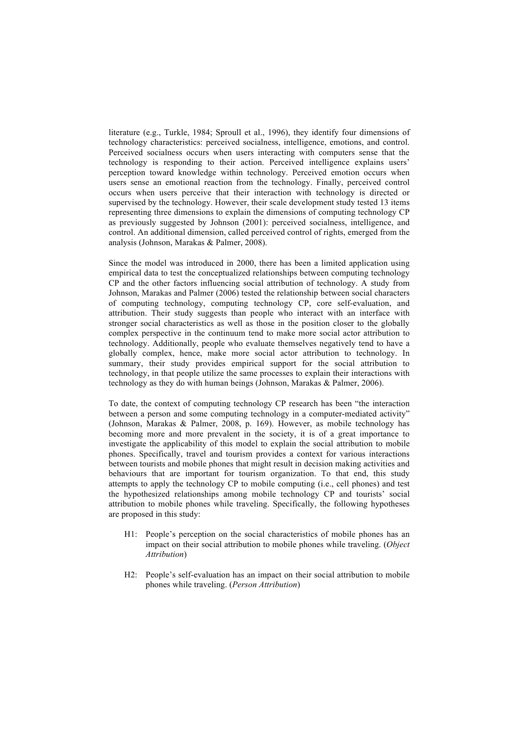literature (e.g., Turkle, 1984; Sproull et al., 1996), they identify four dimensions of technology characteristics: perceived socialness, intelligence, emotions, and control. Perceived socialness occurs when users interacting with computers sense that the technology is responding to their action. Perceived intelligence explains users' perception toward knowledge within technology. Perceived emotion occurs when users sense an emotional reaction from the technology. Finally, perceived control occurs when users perceive that their interaction with technology is directed or supervised by the technology. However, their scale development study tested 13 items representing three dimensions to explain the dimensions of computing technology CP as previously suggested by Johnson (2001): perceived socialness, intelligence, and control. An additional dimension, called perceived control of rights, emerged from the analysis (Johnson, Marakas & Palmer, 2008).

Since the model was introduced in 2000, there has been a limited application using empirical data to test the conceptualized relationships between computing technology CP and the other factors influencing social attribution of technology. A study from Johnson, Marakas and Palmer (2006) tested the relationship between social characters of computing technology, computing technology CP, core self-evaluation, and attribution. Their study suggests than people who interact with an interface with stronger social characteristics as well as those in the position closer to the globally complex perspective in the continuum tend to make more social actor attribution to technology. Additionally, people who evaluate themselves negatively tend to have a globally complex, hence, make more social actor attribution to technology. In summary, their study provides empirical support for the social attribution to technology, in that people utilize the same processes to explain their interactions with technology as they do with human beings (Johnson, Marakas & Palmer, 2006).

To date, the context of computing technology CP research has been "the interaction between a person and some computing technology in a computer-mediated activity" (Johnson, Marakas & Palmer, 2008, p. 169). However, as mobile technology has becoming more and more prevalent in the society, it is of a great importance to investigate the applicability of this model to explain the social attribution to mobile phones. Specifically, travel and tourism provides a context for various interactions between tourists and mobile phones that might result in decision making activities and behaviours that are important for tourism organization. To that end, this study attempts to apply the technology CP to mobile computing (i.e., cell phones) and test the hypothesized relationships among mobile technology CP and tourists' social attribution to mobile phones while traveling. Specifically, the following hypotheses are proposed in this study:

- H1: People's perception on the social characteristics of mobile phones has an impact on their social attribution to mobile phones while traveling. (*Object Attribution*)
- H2: People's self-evaluation has an impact on their social attribution to mobile phones while traveling. (*Person Attribution*)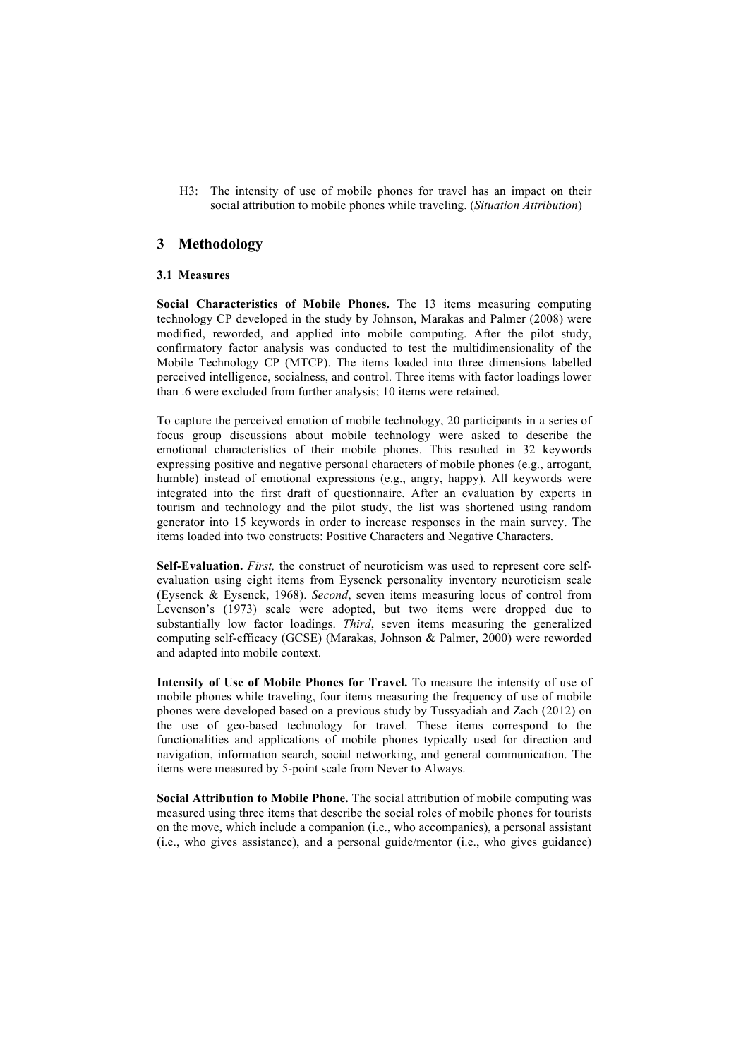H3: The intensity of use of mobile phones for travel has an impact on their social attribution to mobile phones while traveling. (*Situation Attribution*)

## 3 Methodology

### 3.1 Measures

**Social Characteristics of Mobile Phones.** The 13 items measuring computing technology CP developed in the study by Johnson, Marakas and Palmer (2008) were modified, reworded, and applied into mobile computing. After the pilot study, confirmatory factor analysis was conducted to test the multidimensionality of the Mobile Technology CP (MTCP). The items loaded into three dimensions labelled perceived intelligence, socialness, and control. Three items with factor loadings lower than .6 were excluded from further analysis; 10 items were retained.

To capture the perceived emotion of mobile technology, 20 participants in a series of focus group discussions about mobile technology were asked to describe the emotional characteristics of their mobile phones. This resulted in 32 keywords expressing positive and negative personal characters of mobile phones (e.g., arrogant, humble) instead of emotional expressions (e.g., angry, happy). All keywords were integrated into the first draft of questionnaire. After an evaluation by experts in tourism and technology and the pilot study, the list was shortened using random generator into 15 keywords in order to increase responses in the main survey. The items loaded into two constructs: Positive Characters and Negative Characters.

**Self-Evaluation.** *First,* the construct of neuroticism was used to represent core self-evaluation using eight items from Eysenck personality inventory neuroticism scale (Eysenck & Eysenck, 1968). *Second*, seven items measuring locus of control from Levenson's (1973) scale were adopted, but two items were dropped due to substantially low factor loadings. *Third*, seven items measuring the generalized computing self-efficacy (GCSE) (Marakas, Johnson & Palmer, 2000) were reworded and adapted into mobile context.

**Intensity of Use of Mobile Phones for Travel.** To measure the intensity of use of mobile phones while traveling, four items measuring the frequency of use of mobile phones were developed based on a previous study by Tussyadiah and Zach (2012) on the use of geo-based technology for travel. These items correspond to the functionalities and applications of mobile phones typically used for direction and navigation, information search, social networking, and general communication. The items were measured by 5-point scale from Never to Always.

**Social Attribution to Mobile Phone.** The social attribution of mobile computing was measured using three items that describe the social roles of mobile phones for tourists on the move, which include a companion (i.e., who accompanies), a personal assistant (i.e., who gives assistance), and a personal guide/mentor (i.e., who gives guidance)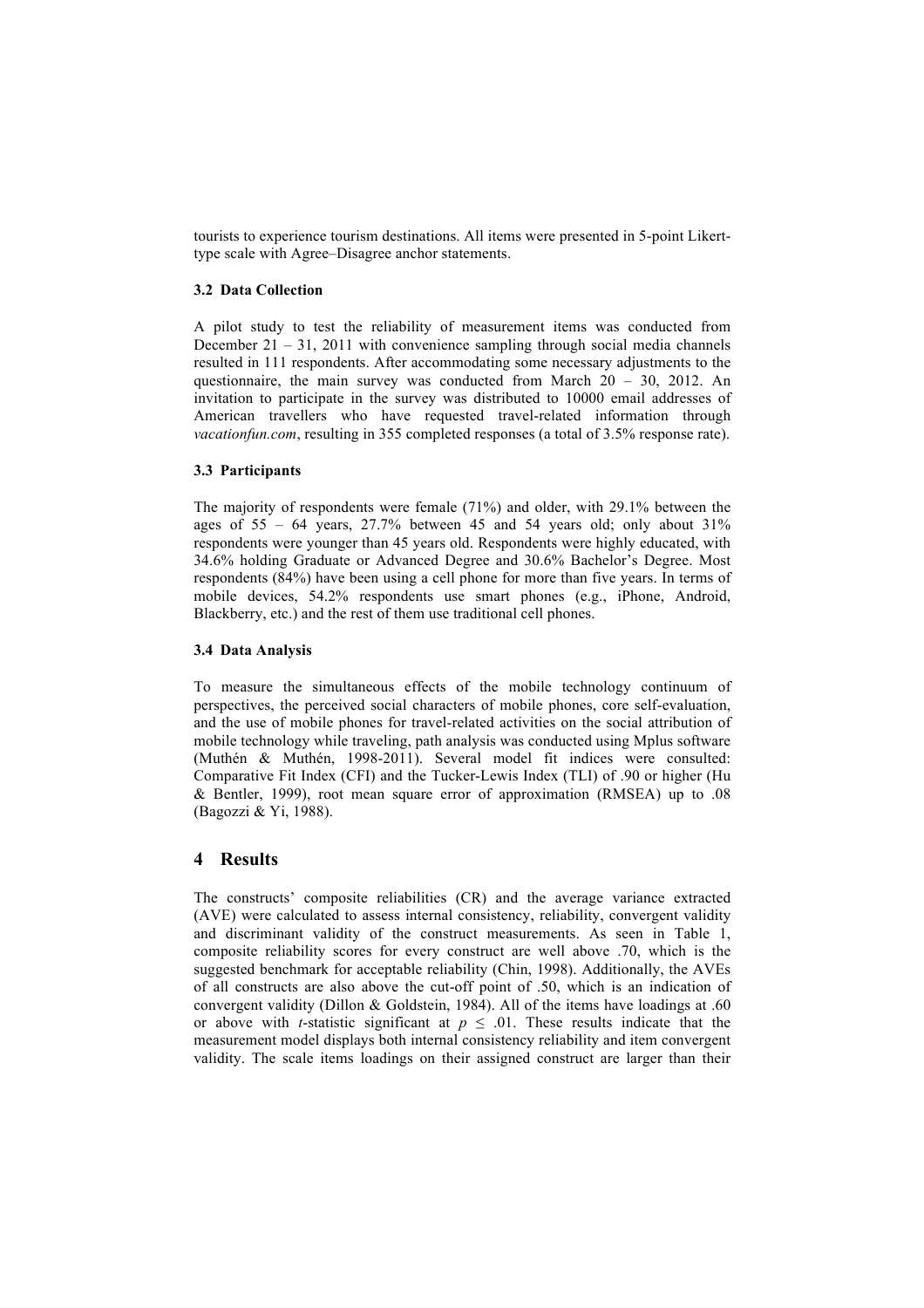tourists to experience tourism destinations. All items were presented in 5-point Likert-type scale with Agree–Disagree anchor statements.

### 3.2 Data Collection

A pilot study to test the reliability of measurement items was conducted from December 21 – 31, 2011 with convenience sampling through social media channels resulted in 111 respondents. After accommodating some necessary adjustments to the questionnaire, the main survey was conducted from March 20 – 30, 2012. An invitation to participate in the survey was distributed to 10000 email addresses of American travellers who have requested travel-related information through *vacationfun.com*, resulting in 355 completed responses (a total of 3.5% response rate).

### 3.3 Participants

The majority of respondents were female (71%) and older, with 29.1% between the ages of 55 – 64 years, 27.7% between 45 and 54 years old; only about 31% respondents were younger than 45 years old. Respondents were highly educated, with 34.6% holding Graduate or Advanced Degree and 30.6% Bachelor's Degree. Most respondents (84%) have been using a cell phone for more than five years. In terms of mobile devices, 54.2% respondents use smart phones (e.g., iPhone, Android, Blackberry, etc.) and the rest of them use traditional cell phones.

### 3.4 Data Analysis

To measure the simultaneous effects of the mobile technology continuum of perspectives, the perceived social characters of mobile phones, core self-evaluation, and the use of mobile phones for travel-related activities on the social attribution of mobile technology while traveling, path analysis was conducted using Mplus software (Muthén & Muthén, 1998-2011). Several model fit indices were consulted: Comparative Fit Index (CFI) and the Tucker-Lewis Index (TLI) of .90 or higher (Hu & Bentler, 1999), root mean square error of approximation (RMSEA) up to .08 (Bagozzi & Yi, 1988).

## 4 Results

The constructs' composite reliabilities (CR) and the average variance extracted (AVE) were calculated to assess internal consistency, reliability, convergent validity and discriminant validity of the construct measurements. As seen in Table 1, composite reliability scores for every construct are well above .70, which is the suggested benchmark for acceptable reliability (Chin, 1998). Additionally, the AVEs of all constructs are also above the cut-off point of .50, which is an indication of convergent validity (Dillon & Goldstein, 1984). All of the items have loadings at .60 or above with *t*-statistic significant at $p \leq .01$. These results indicate that the measurement model displays both internal consistency reliability and item convergent validity. The scale items loadings on their assigned construct are larger than their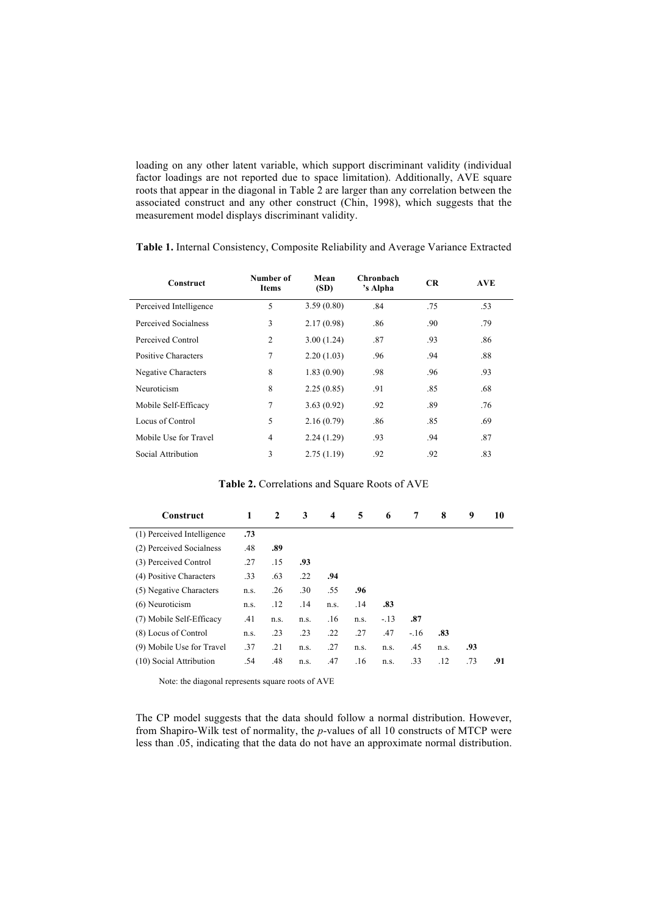loading on any other latent variable, which support discriminant validity (individual factor loadings are not reported due to space limitation). Additionally, AVE square roots that appear in the diagonal in Table 2 are larger than any correlation between the associated construct and any other construct (Chin, 1998), which suggests that the measurement model displays discriminant validity.

**Table 1.** Internal Consistency, Composite Reliability and Average Variance Extracted

| Construct | Number of Items | Mean (SD) | Chronbach 's Alpha | CR | AVE |
|---|---|---|---|---|---|
| Perceived Intelligence | 5 | 3.59 (0.80) | .84 | .75 | .53 |
| Perceived Socialness | 3 | 2.17 (0.98) | .86 | .90 | .79 |
| Perceived Control | 2 | 3.00 (1.24) | .87 | .93 | .86 |
| Positive Characters | 7 | 2.20 (1.03) | .96 | .94 | .88 |
| Negative Characters | 8 | 1.83 (0.90) | .98 | .96 | .93 |
| Neuroticism | 8 | 2.25 (0.85) | .91 | .85 | .68 |
| Mobile Self-Efficacy | 7 | 3.63 (0.92) | .92 | .89 | .76 |
| Locus of Control | 5 | 2.16 (0.79) | .86 | .85 | .69 |
| Mobile Use for Travel | 4 | 2.24 (1.29) | .93 | .94 | .87 |
| Social Attribution | 3 | 2.75 (1.19) | .92 | .92 | .83 |

**Table 2.** Correlations and Square Roots of AVE

| Construct | 1 | 2 | 3 | 4 | 5 | 6 | 7 | 8 | 9 | 10 |
|---|---|---|---|---|---|---|---|---|---|---|
| (1) Perceived Intelligence | **.73** | | | | | | | | | |
| (2) Perceived Socialness | .48 | **.89** | | | | | | | | |
| (3) Perceived Control | .27 | .15 | **.93** | | | | | | | |
| (4) Positive Characters | .33 | .63 | .22 | **.94** | | | | | | |
| (5) Negative Characters | n.s. | .26 | .30 | .55 | **.96** | | | | | |
| (6) Neuroticism | n.s. | .12 | .14 | n.s. | .14 | **.83** | | | | |
| (7) Mobile Self-Efficacy | .41 | n.s. | n.s. | .16 | n.s. | -.13 | **.87** | | | |
| (8) Locus of Control | n.s. | .23 | .23 | .22 | .27 | .47 | -.16 | **.83** | | |
| (9) Mobile Use for Travel | .37 | .21 | n.s. | .27 | n.s. | n.s. | .45 | n.s. | **.93** | |
| (10) Social Attribution | .54 | .48 | n.s. | .47 | .16 | n.s. | .33 | .12 | .73 | **.91** |

Note: the diagonal represents square roots of AVE

The CP model suggests that the data should follow a normal distribution. However, from Shapiro-Wilk test of normality, the *p*-values of all 10 constructs of MTCP were less than .05, indicating that the data do not have an approximate normal distribution.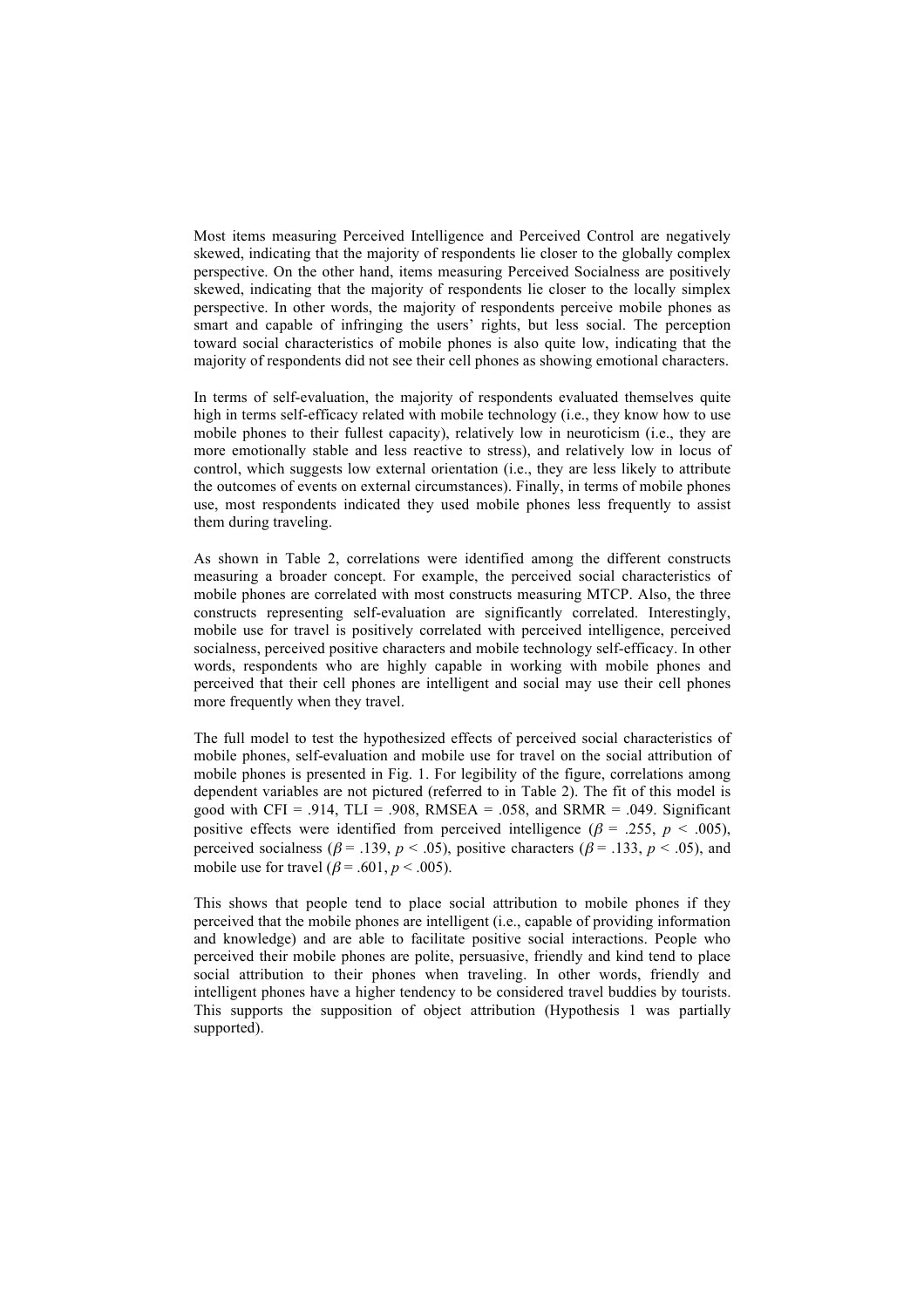Most items measuring Perceived Intelligence and Perceived Control are negatively skewed, indicating that the majority of respondents lie closer to the globally complex perspective. On the other hand, items measuring Perceived Socialness are positively skewed, indicating that the majority of respondents lie closer to the locally simplex perspective. In other words, the majority of respondents perceive mobile phones as smart and capable of infringing the users' rights, but less social. The perception toward social characteristics of mobile phones is also quite low, indicating that the majority of respondents did not see their cell phones as showing emotional characters.

In terms of self-evaluation, the majority of respondents evaluated themselves quite high in terms self-efficacy related with mobile technology (i.e., they know how to use mobile phones to their fullest capacity), relatively low in neuroticism (i.e., they are more emotionally stable and less reactive to stress), and relatively low in locus of control, which suggests low external orientation (i.e., they are less likely to attribute the outcomes of events on external circumstances). Finally, in terms of mobile phones use, most respondents indicated they used mobile phones less frequently to assist them during traveling.

As shown in Table 2, correlations were identified among the different constructs measuring a broader concept. For example, the perceived social characteristics of mobile phones are correlated with most constructs measuring MTCP. Also, the three constructs representing self-evaluation are significantly correlated. Interestingly, mobile use for travel is positively correlated with perceived intelligence, perceived socialness, perceived positive characters and mobile technology self-efficacy. In other words, respondents who are highly capable in working with mobile phones and perceived that their cell phones are intelligent and social may use their cell phones more frequently when they travel.

The full model to test the hypothesized effects of perceived social characteristics of mobile phones, self-evaluation and mobile use for travel on the social attribution of mobile phones is presented in Fig. 1. For legibility of the figure, correlations among dependent variables are not pictured (referred to in Table 2). The fit of this model is good with CFI = .914, TLI = .908, RMSEA = .058, and SRMR = .049. Significant positive effects were identified from perceived intelligence ($\beta$ = .255, $p$ < .005), perceived socialness ($\beta$ = .139, $p$ < .05), positive characters ($\beta$ = .133, $p$ < .05), and mobile use for travel ($\beta$ = .601, $p$ < .005).

This shows that people tend to place social attribution to mobile phones if they perceived that the mobile phones are intelligent (i.e., capable of providing information and knowledge) and are able to facilitate positive social interactions. People who perceived their mobile phones are polite, persuasive, friendly and kind tend to place social attribution to their phones when traveling. In other words, friendly and intelligent phones have a higher tendency to be considered travel buddies by tourists. This supports the supposition of object attribution (Hypothesis 1 was partially supported).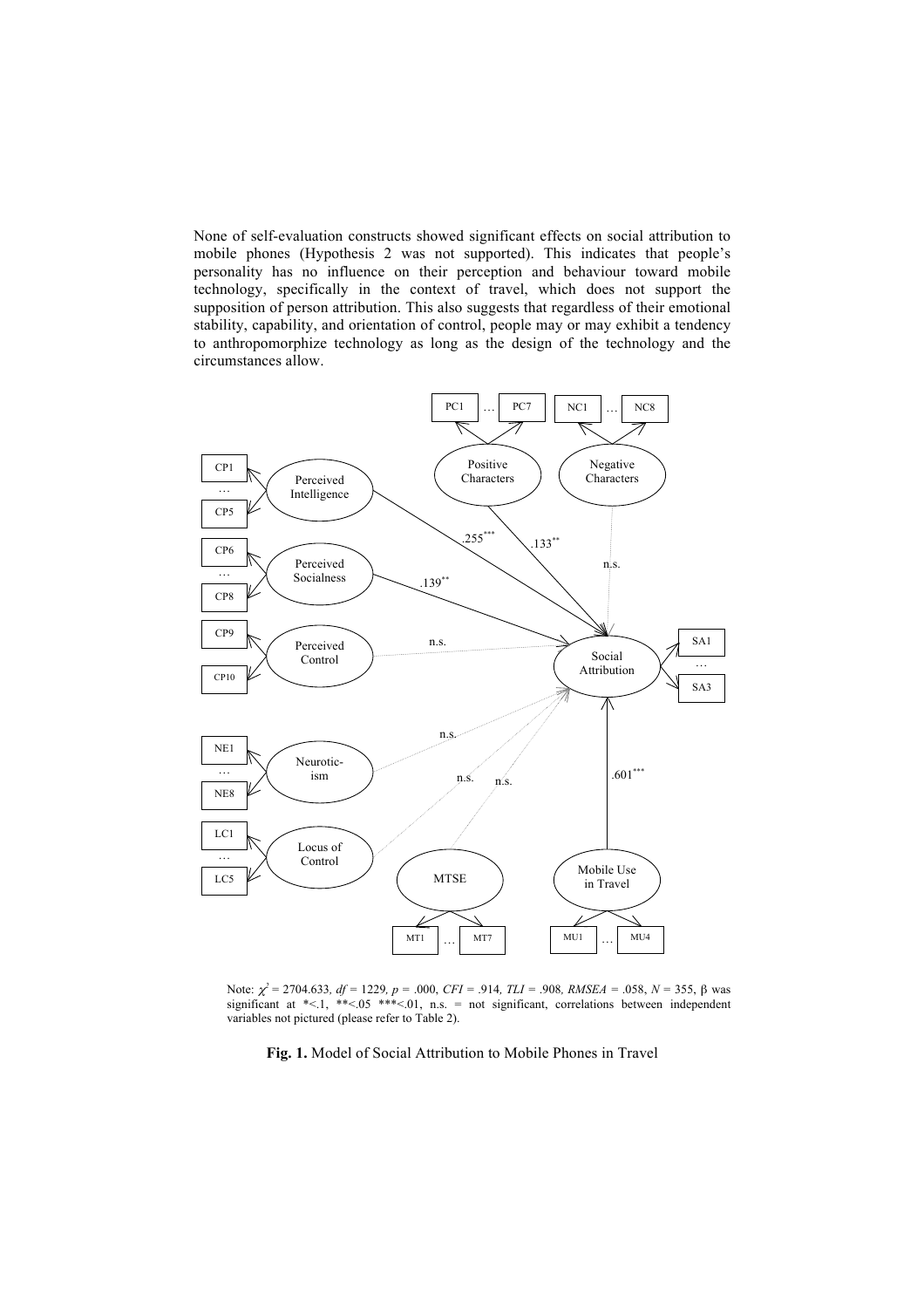None of self-evaluation constructs showed significant effects on social attribution to mobile phones (Hypothesis 2 was not supported). This indicates that people's personality has no influence on their perception and behaviour toward mobile technology, specifically in the context of travel, which does not support the supposition of person attribution. This also suggests that regardless of their emotional stability, capability, and orientation of control, people may or may exhibit a tendency to anthropomorphize technology as long as the design of the technology and the circumstances allow.

Note: $\chi^2$ = 2704.633, *df* = 1229, *p* = .000, *CFI* = .914, *TLI* = .908, *RMSEA* = .058, *N* = 355, β was significant at *<.1, **<.05 ***<.01, n.s. = not significant, correlations between independent variables not pictured (please refer to Table 2).

**Fig. 1.** Model of Social Attribution to Mobile Phones in Travel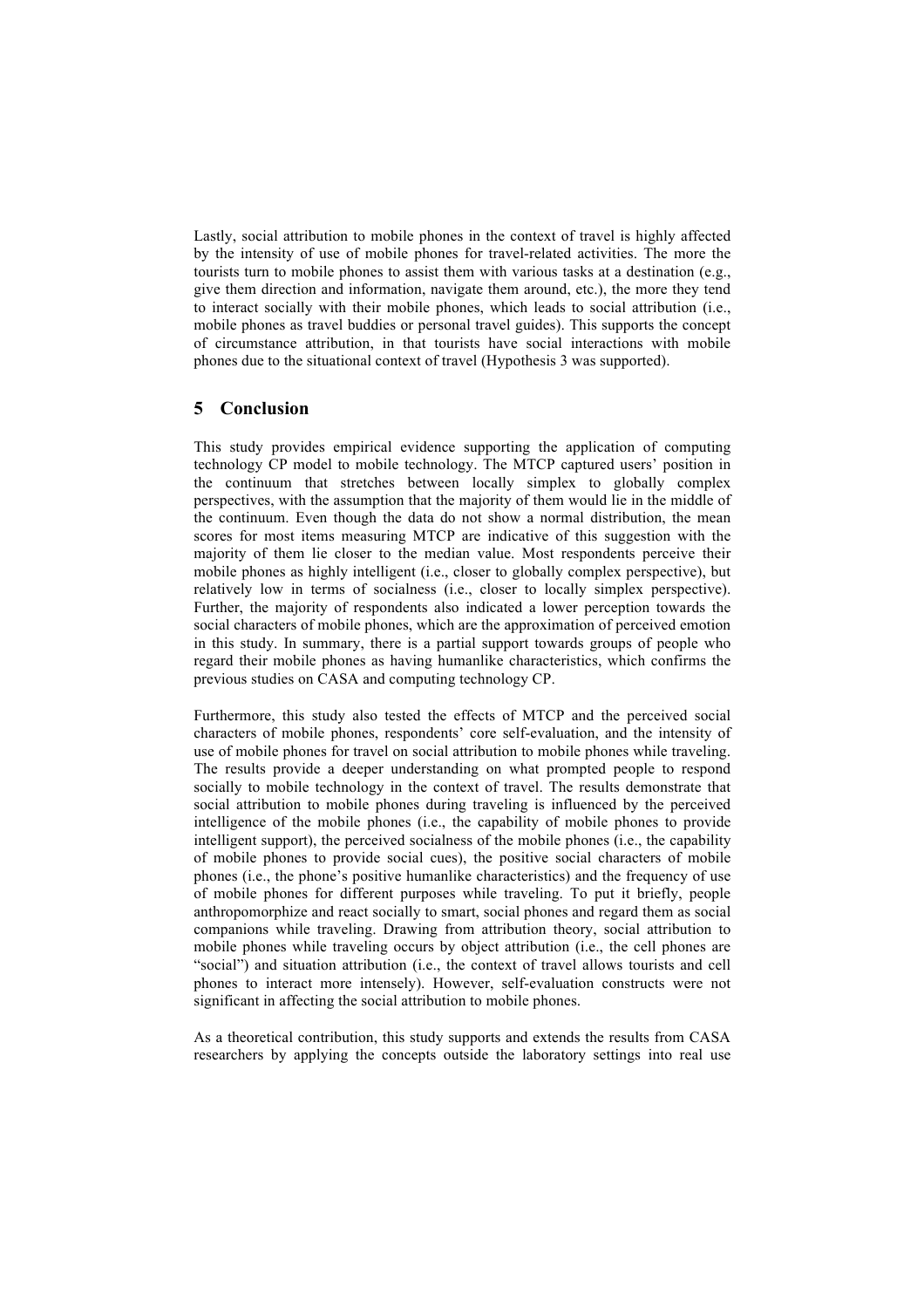Lastly, social attribution to mobile phones in the context of travel is highly affected by the intensity of use of mobile phones for travel-related activities. The more the tourists turn to mobile phones to assist them with various tasks at a destination (e.g., give them direction and information, navigate them around, etc.), the more they tend to interact socially with their mobile phones, which leads to social attribution (i.e., mobile phones as travel buddies or personal travel guides). This supports the concept of circumstance attribution, in that tourists have social interactions with mobile phones due to the situational context of travel (Hypothesis 3 was supported).

## 5 Conclusion

This study provides empirical evidence supporting the application of computing technology CP model to mobile technology. The MTCP captured users' position in the continuum that stretches between locally simplex to globally complex perspectives, with the assumption that the majority of them would lie in the middle of the continuum. Even though the data do not show a normal distribution, the mean scores for most items measuring MTCP are indicative of this suggestion with the majority of them lie closer to the median value. Most respondents perceive their mobile phones as highly intelligent (i.e., closer to globally complex perspective), but relatively low in terms of socialness (i.e., closer to locally simplex perspective). Further, the majority of respondents also indicated a lower perception towards the social characters of mobile phones, which are the approximation of perceived emotion in this study. In summary, there is a partial support towards groups of people who regard their mobile phones as having humanlike characteristics, which confirms the previous studies on CASA and computing technology CP.

Furthermore, this study also tested the effects of MTCP and the perceived social characters of mobile phones, respondents' core self-evaluation, and the intensity of use of mobile phones for travel on social attribution to mobile phones while traveling. The results provide a deeper understanding on what prompted people to respond socially to mobile technology in the context of travel. The results demonstrate that social attribution to mobile phones during traveling is influenced by the perceived intelligence of the mobile phones (i.e., the capability of mobile phones to provide intelligent support), the perceived socialness of the mobile phones (i.e., the capability of mobile phones to provide social cues), the positive social characters of mobile phones (i.e., the phone's positive humanlike characteristics) and the frequency of use of mobile phones for different purposes while traveling. To put it briefly, people anthropomorphize and react socially to smart, social phones and regard them as social companions while traveling. Drawing from attribution theory, social attribution to mobile phones while traveling occurs by object attribution (i.e., the cell phones are "social") and situation attribution (i.e., the context of travel allows tourists and cell phones to interact more intensely). However, self-evaluation constructs were not significant in affecting the social attribution to mobile phones.

As a theoretical contribution, this study supports and extends the results from CASA researchers by applying the concepts outside the laboratory settings into real use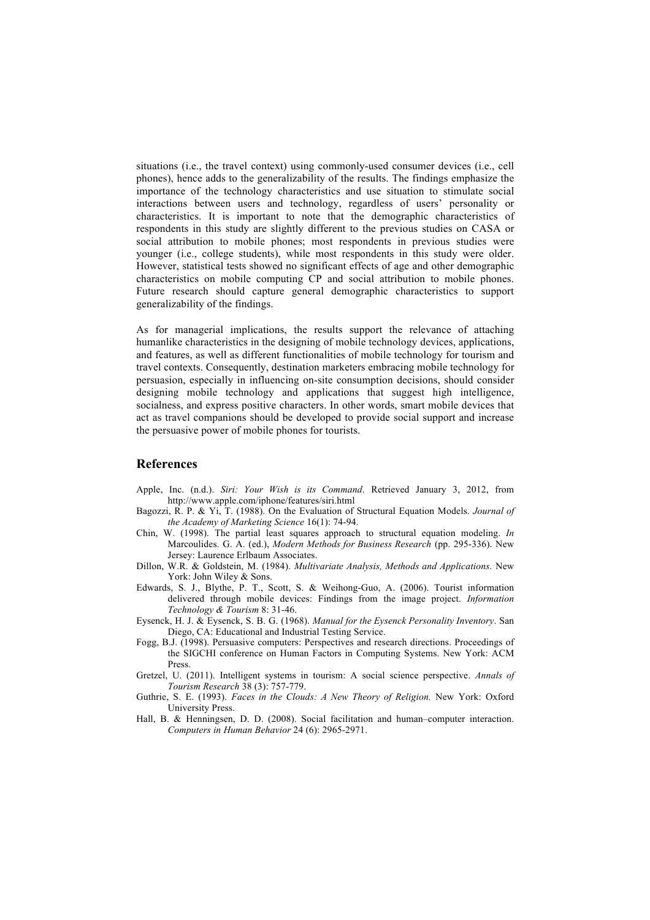situations (i.e., the travel context) using commonly-used consumer devices (i.e., cell phones), hence adds to the generalizability of the results. The findings emphasize the importance of the technology characteristics and use situation to stimulate social interactions between users and technology, regardless of users' personality or characteristics. It is important to note that the demographic characteristics of respondents in this study are slightly different to the previous studies on CASA or social attribution to mobile phones; most respondents in previous studies were younger (i.e., college students), while most respondents in this study were older. However, statistical tests showed no significant effects of age and other demographic characteristics on mobile computing CP and social attribution to mobile phones. Future research should capture general demographic characteristics to support generalizability of the findings.

As for managerial implications, the results support the relevance of attaching humanlike characteristics in the designing of mobile technology devices, applications, and features, as well as different functionalities of mobile technology for tourism and travel contexts. Consequently, destination marketers embracing mobile technology for persuasion, especially in influencing on-site consumption decisions, should consider designing mobile technology and applications that suggest high intelligence, socialness, and express positive characters. In other words, smart mobile devices that act as travel companions should be developed to provide social support and increase the persuasive power of mobile phones for tourists.

## References

Apple, Inc. (n.d.). *Siri: Your Wish is its Command*. Retrieved January 3, 2012, from http://www.apple.com/iphone/features/siri.html

Bagozzi, R. P. & Yi, T. (1988). On the Evaluation of Structural Equation Models. *Journal of the Academy of Marketing Science* 16(1): 74-94.

Chin, W. (1998). The partial least squares approach to structural equation modeling. *In* Marcoulides. G. A. (ed.), *Modern Methods for Business Research* (pp. 295-336). New Jersey: Laurence Erlbaum Associates.

Dillon, W.R. & Goldstein, M. (1984). *Multivariate Analysis, Methods and Applications*. New York: John Wiley & Sons.

Edwards, S. J., Blythe, P. T., Scott, S. & Weihong-Guo, A. (2006). Tourist information delivered through mobile devices: Findings from the image project. *Information Technology & Tourism* 8: 31-46.

Eysenck, H. J. & Eysenck, S. B. G. (1968). *Manual for the Eysenck Personality Inventory*. San Diego, CA: Educational and Industrial Testing Service.

Fogg, B.J. (1998). Persuasive computers: Perspectives and research directions. Proceedings of the SIGCHI conference on Human Factors in Computing Systems. New York: ACM Press.

Gretzel, U. (2011). Intelligent systems in tourism: A social science perspective. *Annals of Tourism Research* 38 (3): 757-779.

Guthrie, S. E. (1993). *Faces in the Clouds: A New Theory of Religion.* New York: Oxford University Press.

Hall, B. & Henningsen, D. D. (2008). Social facilitation and human–computer interaction. *Computers in Human Behavior* 24 (6): 2965-2971.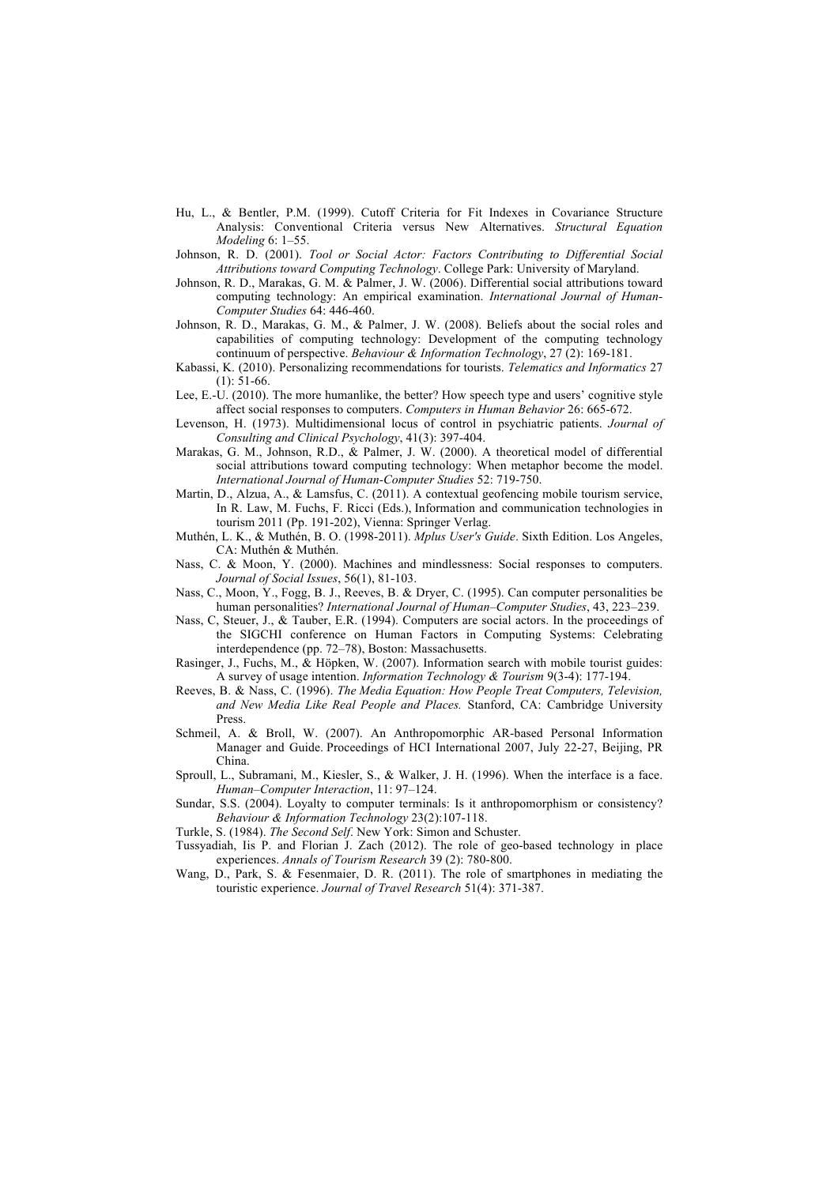Hu, L., & Bentler, P.M. (1999). Cutoff Criteria for Fit Indexes in Covariance Structure Analysis: Conventional Criteria versus New Alternatives. *Structural Equation Modeling* 6: 1–55.

Johnson, R. D. (2001). *Tool or Social Actor: Factors Contributing to Differential Social Attributions toward Computing Technology*. College Park: University of Maryland.

Johnson, R. D., Marakas, G. M. & Palmer, J. W. (2006). Differential social attributions toward computing technology: An empirical examination. *International Journal of Human-Computer Studies* 64: 446-460.

Johnson, R. D., Marakas, G. M., & Palmer, J. W. (2008). Beliefs about the social roles and capabilities of computing technology: Development of the computing technology continuum of perspective. *Behaviour & Information Technology*, 27 (2): 169-181.

Kabassi, K. (2010). Personalizing recommendations for tourists. *Telematics and Informatics* 27 (1): 51-66.

Lee, E.-U. (2010). The more humanlike, the better? How speech type and users' cognitive style affect social responses to computers. *Computers in Human Behavior* 26: 665-672.

Levenson, H. (1973). Multidimensional locus of control in psychiatric patients. *Journal of Consulting and Clinical Psychology*, 41(3): 397-404.

Marakas, G. M., Johnson, R.D., & Palmer, J. W. (2000). A theoretical model of differential social attributions toward computing technology: When metaphor become the model. *International Journal of Human-Computer Studies* 52: 719-750.

Martin, D., Alzua, A., & Lamsfus, C. (2011). A contextual geofencing mobile tourism service, In R. Law, M. Fuchs, F. Ricci (Eds.), Information and communication technologies in tourism 2011 (Pp. 191-202), Vienna: Springer Verlag.

Muthén, L. K., & Muthén, B. O. (1998-2011). *Mplus User's Guide*. Sixth Edition. Los Angeles, CA: Muthén & Muthén.

Nass, C. & Moon, Y. (2000). Machines and mindlessness: Social responses to computers. *Journal of Social Issues*, 56(1), 81-103.

Nass, C., Moon, Y., Fogg, B. J., Reeves, B. & Dryer, C. (1995). Can computer personalities be human personalities? *International Journal of Human–Computer Studies*, 43, 223–239.

Nass, C, Steuer, J., & Tauber, E.R. (1994). Computers are social actors. In the proceedings of the SIGCHI conference on Human Factors in Computing Systems: Celebrating interdependence (pp. 72–78), Boston: Massachusetts.

Rasinger, J., Fuchs, M., & Höpken, W. (2007). Information search with mobile tourist guides: A survey of usage intention. *Information Technology & Tourism* 9(3-4): 177-194.

Reeves, B. & Nass, C. (1996). *The Media Equation: How People Treat Computers, Television, and New Media Like Real People and Places.* Stanford, CA: Cambridge University Press.

Schmeil, A. & Broll, W. (2007). An Anthropomorphic AR-based Personal Information Manager and Guide. Proceedings of HCI International 2007, July 22-27, Beijing, PR China.

Sproull, L., Subramani, M., Kiesler, S., & Walker, J. H. (1996). When the interface is a face. *Human–Computer Interaction*, 11: 97–124.

Sundar, S.S. (2004). Loyalty to computer terminals: Is it anthropomorphism or consistency? *Behaviour & Information Technology* 23(2):107-118.

Turkle, S. (1984). *The Second Self*. New York: Simon and Schuster.

Tussyadiah, Iis P. and Florian J. Zach (2012). The role of geo-based technology in place experiences. *Annals of Tourism Research* 39 (2): 780-800.

Wang, D., Park, S. & Fesenmaier, D. R. (2011). The role of smartphones in mediating the touristic experience. *Journal of Travel Research* 51(4): 371-387.